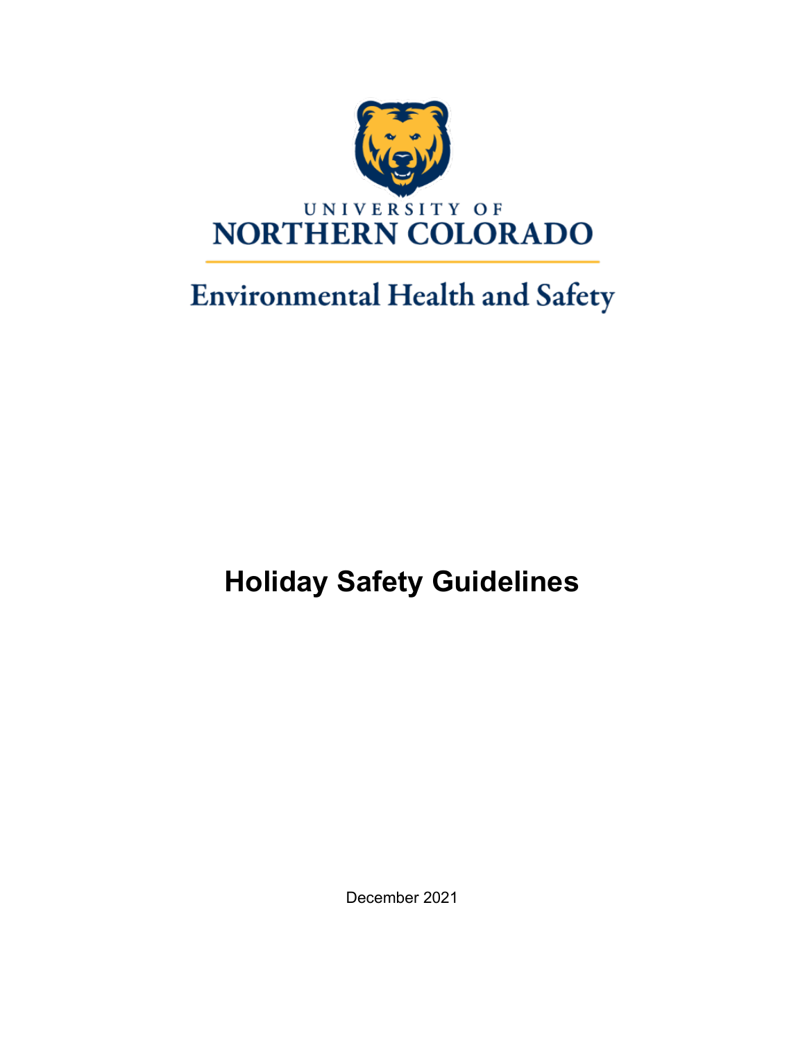UNIVERSITY OF
NORTHERN COLORADO

Environmental Health and Safety

# Holiday Safety Guidelines

December 2021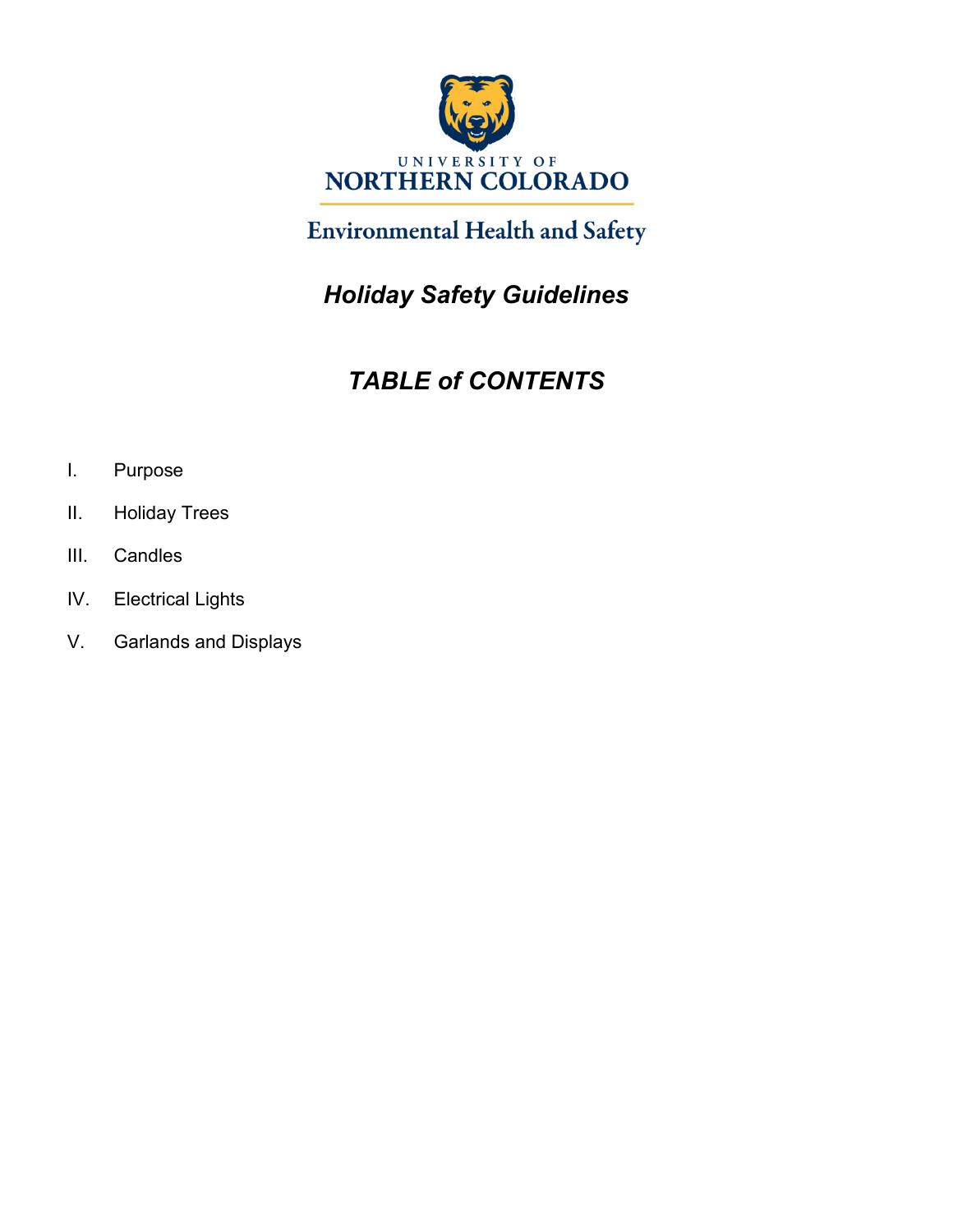UNIVERSITY OF
NORTHERN COLORADO

Environmental Health and Safety

# *Holiday Safety Guidelines*

## *TABLE of CONTENTS*

I. Purpose

II. Holiday Trees

III. Candles

IV. Electrical Lights

V. Garlands and Displays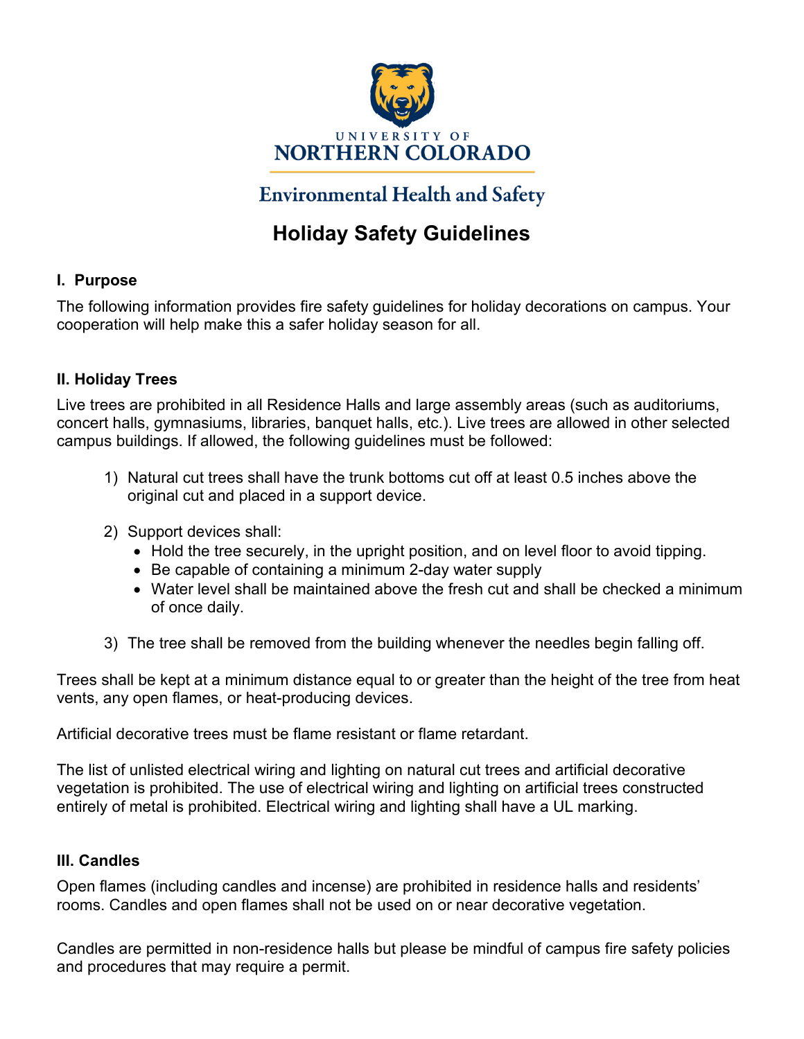UNIVERSITY OF
# NORTHERN COLORADO

## Environmental Health and Safety

## Holiday Safety Guidelines

### I. Purpose

The following information provides fire safety guidelines for holiday decorations on campus. Your cooperation will help make this a safer holiday season for all.

### II. Holiday Trees

Live trees are prohibited in all Residence Halls and large assembly areas (such as auditoriums, concert halls, gymnasiums, libraries, banquet halls, etc.). Live trees are allowed in other selected campus buildings. If allowed, the following guidelines must be followed:

1) Natural cut trees shall have the trunk bottoms cut off at least 0.5 inches above the original cut and placed in a support device.

2) Support devices shall:
   - Hold the tree securely, in the upright position, and on level floor to avoid tipping.
   - Be capable of containing a minimum 2-day water supply
   - Water level shall be maintained above the fresh cut and shall be checked a minimum of once daily.

3) The tree shall be removed from the building whenever the needles begin falling off.

Trees shall be kept at a minimum distance equal to or greater than the height of the tree from heat vents, any open flames, or heat-producing devices.

Artificial decorative trees must be flame resistant or flame retardant.

The list of unlisted electrical wiring and lighting on natural cut trees and artificial decorative vegetation is prohibited. The use of electrical wiring and lighting on artificial trees constructed entirely of metal is prohibited. Electrical wiring and lighting shall have a UL marking.

### III. Candles

Open flames (including candles and incense) are prohibited in residence halls and residents' rooms. Candles and open flames shall not be used on or near decorative vegetation.

Candles are permitted in non-residence halls but please be mindful of campus fire safety policies and procedures that may require a permit.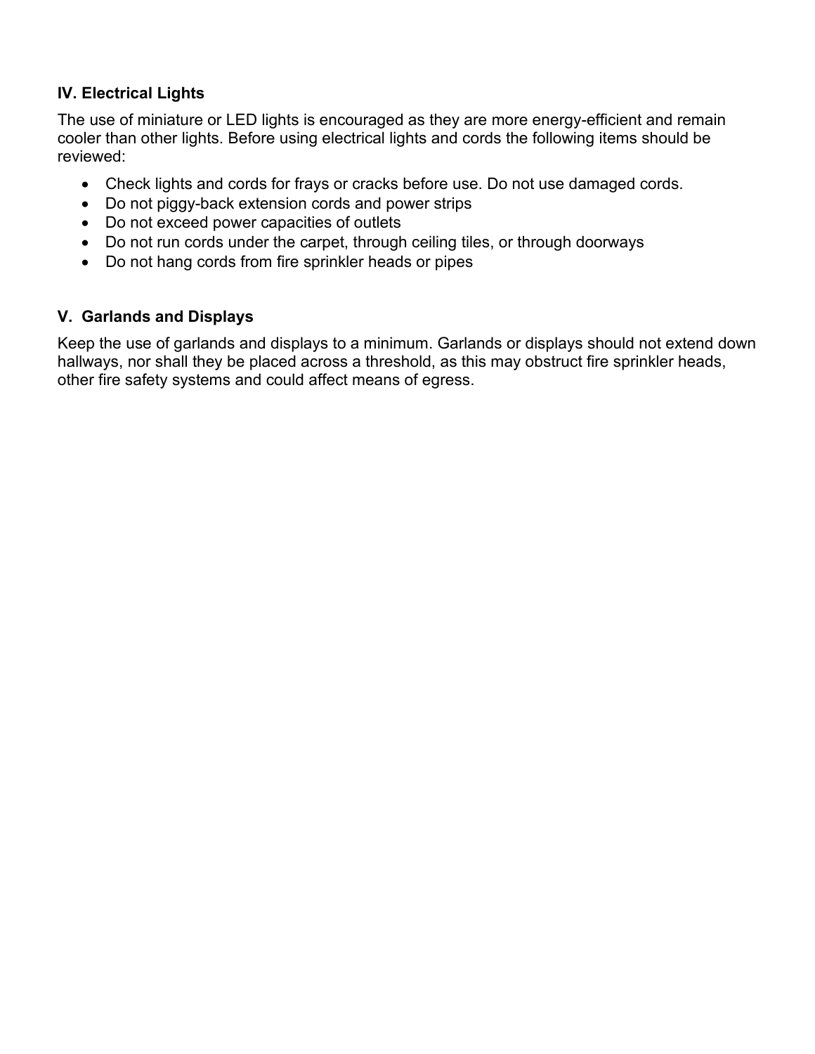## IV. Electrical Lights

The use of miniature or LED lights is encouraged as they are more energy-efficient and remain cooler than other lights. Before using electrical lights and cords the following items should be reviewed:

- Check lights and cords for frays or cracks before use. Do not use damaged cords.
- Do not piggy-back extension cords and power strips
- Do not exceed power capacities of outlets
- Do not run cords under the carpet, through ceiling tiles, or through doorways
- Do not hang cords from fire sprinkler heads or pipes

## V. Garlands and Displays

Keep the use of garlands and displays to a minimum. Garlands or displays should not extend down hallways, nor shall they be placed across a threshold, as this may obstruct fire sprinkler heads, other fire safety systems and could affect means of egress.